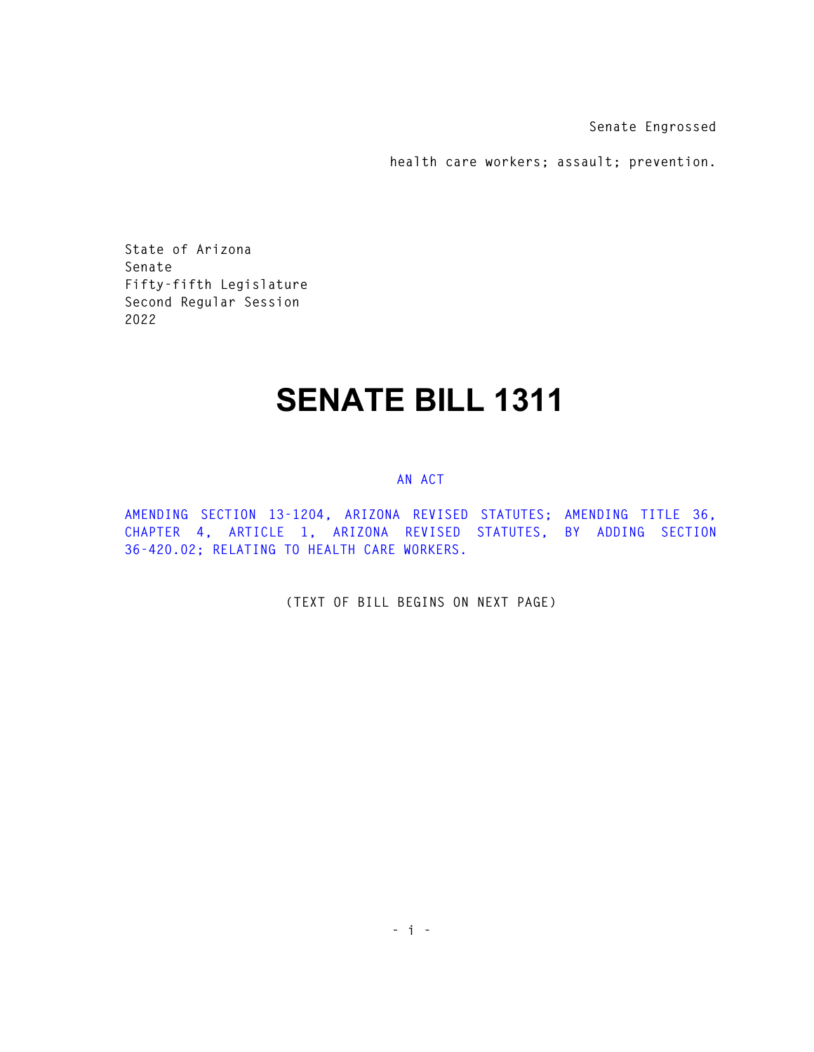Senate Engrossed

health care workers; assault; prevention.

State of Arizona
Senate
Fifty-fifth Legislature
Second Regular Session
2022

# SENATE BILL 1311

AN ACT

AMENDING SECTION 13-1204, ARIZONA REVISED STATUTES; AMENDING TITLE 36, CHAPTER 4, ARTICLE 1, ARIZONA REVISED STATUTES, BY ADDING SECTION 36-420.02; RELATING TO HEALTH CARE WORKERS.

(TEXT OF BILL BEGINS ON NEXT PAGE)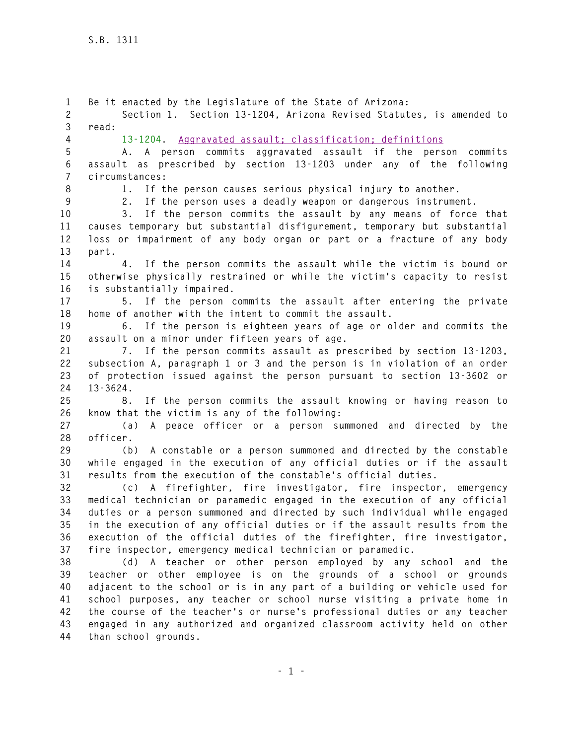Be it enacted by the Legislature of the State of Arizona:

Section 1. Section 13-1204, Arizona Revised Statutes, is amended to read:

13-1204. Aggravated assault; classification; definitions

A. A person commits aggravated assault if the person commits assault as prescribed by section 13-1203 under any of the following circumstances:

1. If the person causes serious physical injury to another.

2. If the person uses a deadly weapon or dangerous instrument.

3. If the person commits the assault by any means of force that causes temporary but substantial disfigurement, temporary but substantial loss or impairment of any body organ or part or a fracture of any body part.

4. If the person commits the assault while the victim is bound or otherwise physically restrained or while the victim's capacity to resist is substantially impaired.

5. If the person commits the assault after entering the private home of another with the intent to commit the assault.

6. If the person is eighteen years of age or older and commits the assault on a minor under fifteen years of age.

7. If the person commits assault as prescribed by section 13-1203, subsection A, paragraph 1 or 3 and the person is in violation of an order of protection issued against the person pursuant to section 13-3602 or 13-3624.

8. If the person commits the assault knowing or having reason to know that the victim is any of the following:

(a) A peace officer or a person summoned and directed by the officer.

(b) A constable or a person summoned and directed by the constable while engaged in the execution of any official duties or if the assault results from the execution of the constable's official duties.

(c) A firefighter, fire investigator, fire inspector, emergency medical technician or paramedic engaged in the execution of any official duties or a person summoned and directed by such individual while engaged in the execution of any official duties or if the assault results from the execution of the official duties of the firefighter, fire investigator, fire inspector, emergency medical technician or paramedic.

(d) A teacher or other person employed by any school and the teacher or other employee is on the grounds of a school or grounds adjacent to the school or is in any part of a building or vehicle used for school purposes, any teacher or school nurse visiting a private home in the course of the teacher's or nurse's professional duties or any teacher engaged in any authorized and organized classroom activity held on other than school grounds.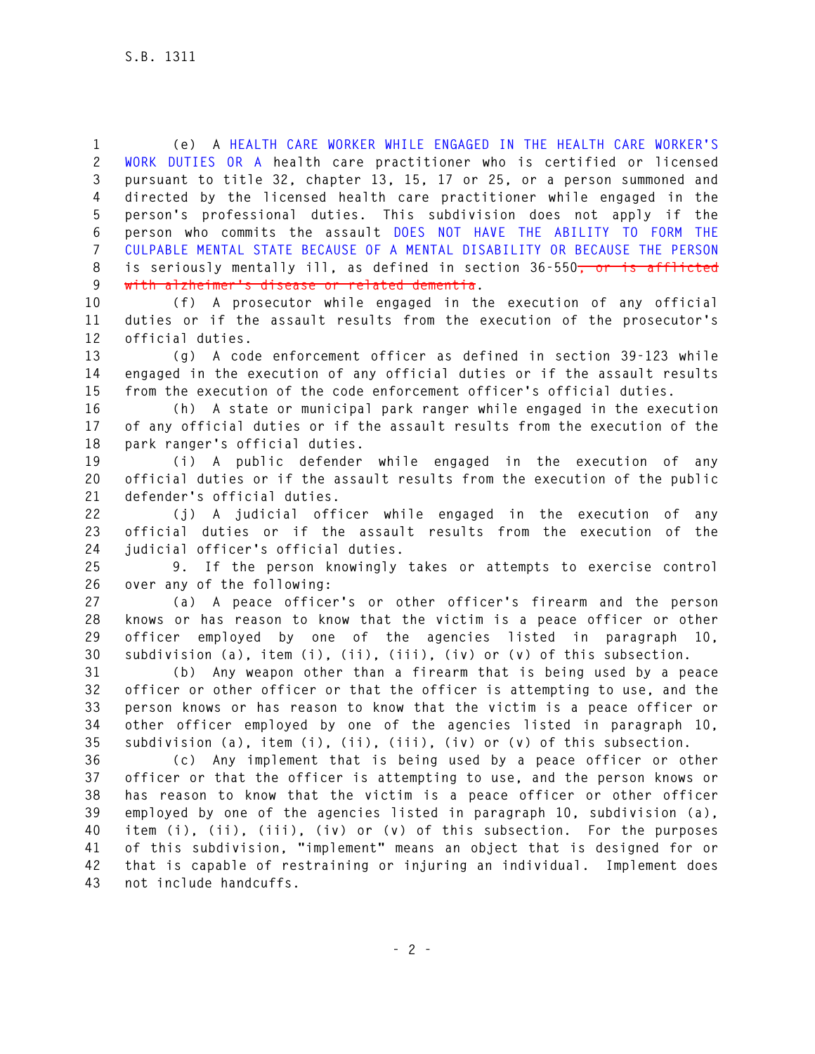(e) A HEALTH CARE WORKER WHILE ENGAGED IN THE HEALTH CARE WORKER'S WORK DUTIES OR A health care practitioner who is certified or licensed pursuant to title 32, chapter 13, 15, 17 or 25, or a person summoned and directed by the licensed health care practitioner while engaged in the person's professional duties. This subdivision does not apply if the person who commits the assault DOES NOT HAVE THE ABILITY TO FORM THE CULPABLE MENTAL STATE BECAUSE OF A MENTAL DISABILITY OR BECAUSE THE PERSON is seriously mentally ill, as defined in section 36-550~~, or is afflicted with alzheimer's disease or related dementia~~.

(f) A prosecutor while engaged in the execution of any official duties or if the assault results from the execution of the prosecutor's official duties.

(g) A code enforcement officer as defined in section 39-123 while engaged in the execution of any official duties or if the assault results from the execution of the code enforcement officer's official duties.

(h) A state or municipal park ranger while engaged in the execution of any official duties or if the assault results from the execution of the park ranger's official duties.

(i) A public defender while engaged in the execution of any official duties or if the assault results from the execution of the public defender's official duties.

(j) A judicial officer while engaged in the execution of any official duties or if the assault results from the execution of the judicial officer's official duties.

9. If the person knowingly takes or attempts to exercise control over any of the following:

(a) A peace officer's or other officer's firearm and the person knows or has reason to know that the victim is a peace officer or other officer employed by one of the agencies listed in paragraph 10, subdivision (a), item (i), (ii), (iii), (iv) or (v) of this subsection.

(b) Any weapon other than a firearm that is being used by a peace officer or other officer or that the officer is attempting to use, and the person knows or has reason to know that the victim is a peace officer or other officer employed by one of the agencies listed in paragraph 10, subdivision (a), item (i), (ii), (iii), (iv) or (v) of this subsection.

(c) Any implement that is being used by a peace officer or other officer or that the officer is attempting to use, and the person knows or has reason to know that the victim is a peace officer or other officer employed by one of the agencies listed in paragraph 10, subdivision (a), item (i), (ii), (iii), (iv) or (v) of this subsection. For the purposes of this subdivision, "implement" means an object that is designed for or that is capable of restraining or injuring an individual. Implement does not include handcuffs.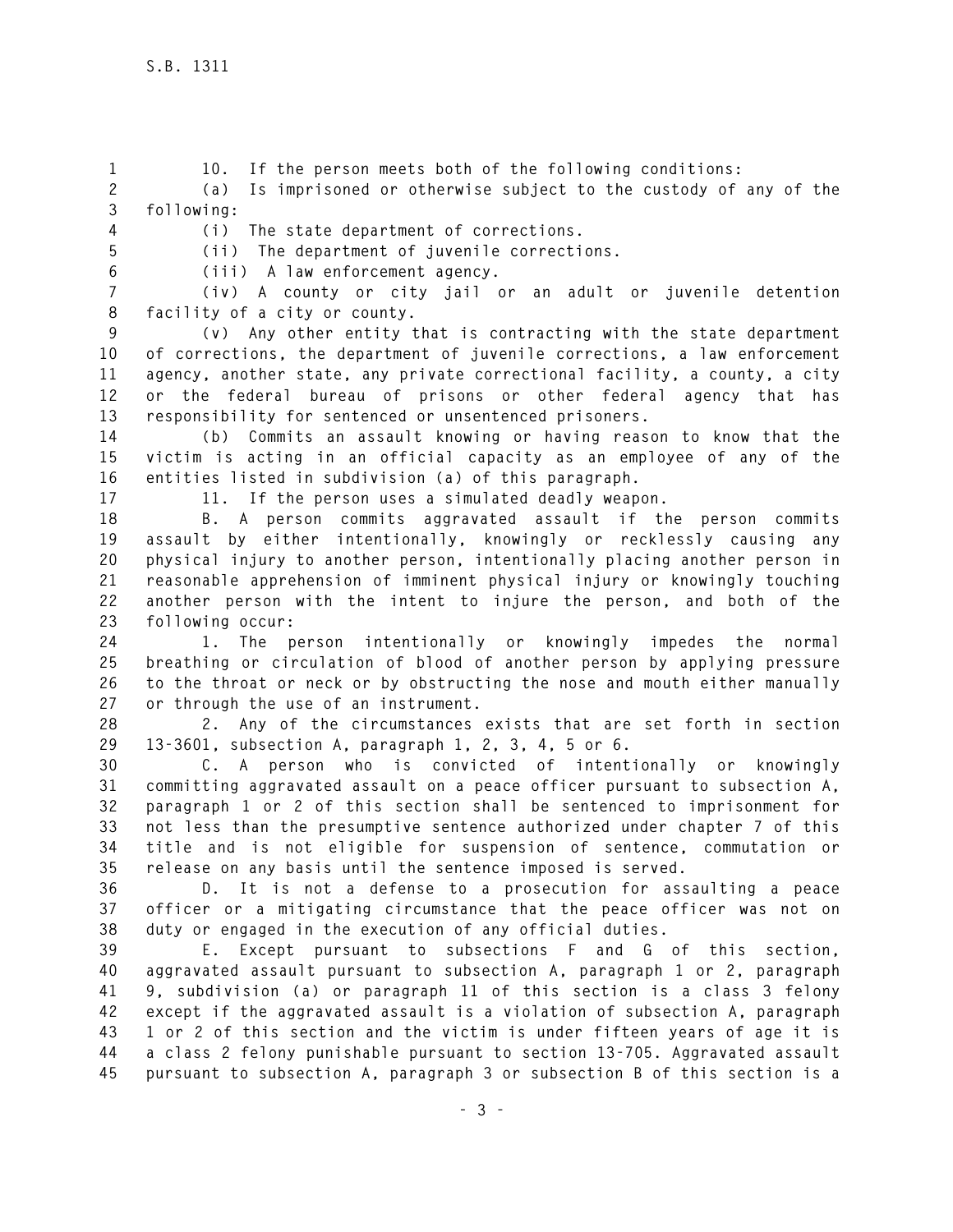10. If the person meets both of the following conditions:

(a) Is imprisoned or otherwise subject to the custody of any of the following:

(i) The state department of corrections.

(ii) The department of juvenile corrections.

(iii) A law enforcement agency.

(iv) A county or city jail or an adult or juvenile detention facility of a city or county.

(v) Any other entity that is contracting with the state department of corrections, the department of juvenile corrections, a law enforcement agency, another state, any private correctional facility, a county, a city or the federal bureau of prisons or other federal agency that has responsibility for sentenced or unsentenced prisoners.

(b) Commits an assault knowing or having reason to know that the victim is acting in an official capacity as an employee of any of the entities listed in subdivision (a) of this paragraph.

11. If the person uses a simulated deadly weapon.

B. A person commits aggravated assault if the person commits assault by either intentionally, knowingly or recklessly causing any physical injury to another person, intentionally placing another person in reasonable apprehension of imminent physical injury or knowingly touching another person with the intent to injure the person, and both of the following occur:

1. The person intentionally or knowingly impedes the normal breathing or circulation of blood of another person by applying pressure to the throat or neck or by obstructing the nose and mouth either manually or through the use of an instrument.

2. Any of the circumstances exists that are set forth in section 13-3601, subsection A, paragraph 1, 2, 3, 4, 5 or 6.

C. A person who is convicted of intentionally or knowingly committing aggravated assault on a peace officer pursuant to subsection A, paragraph 1 or 2 of this section shall be sentenced to imprisonment for not less than the presumptive sentence authorized under chapter 7 of this title and is not eligible for suspension of sentence, commutation or release on any basis until the sentence imposed is served.

D. It is not a defense to a prosecution for assaulting a peace officer or a mitigating circumstance that the peace officer was not on duty or engaged in the execution of any official duties.

E. Except pursuant to subsections F and G of this section, aggravated assault pursuant to subsection A, paragraph 1 or 2, paragraph 9, subdivision (a) or paragraph 11 of this section is a class 3 felony except if the aggravated assault is a violation of subsection A, paragraph 1 or 2 of this section and the victim is under fifteen years of age it is a class 2 felony punishable pursuant to section 13-705. Aggravated assault pursuant to subsection A, paragraph 3 or subsection B of this section is a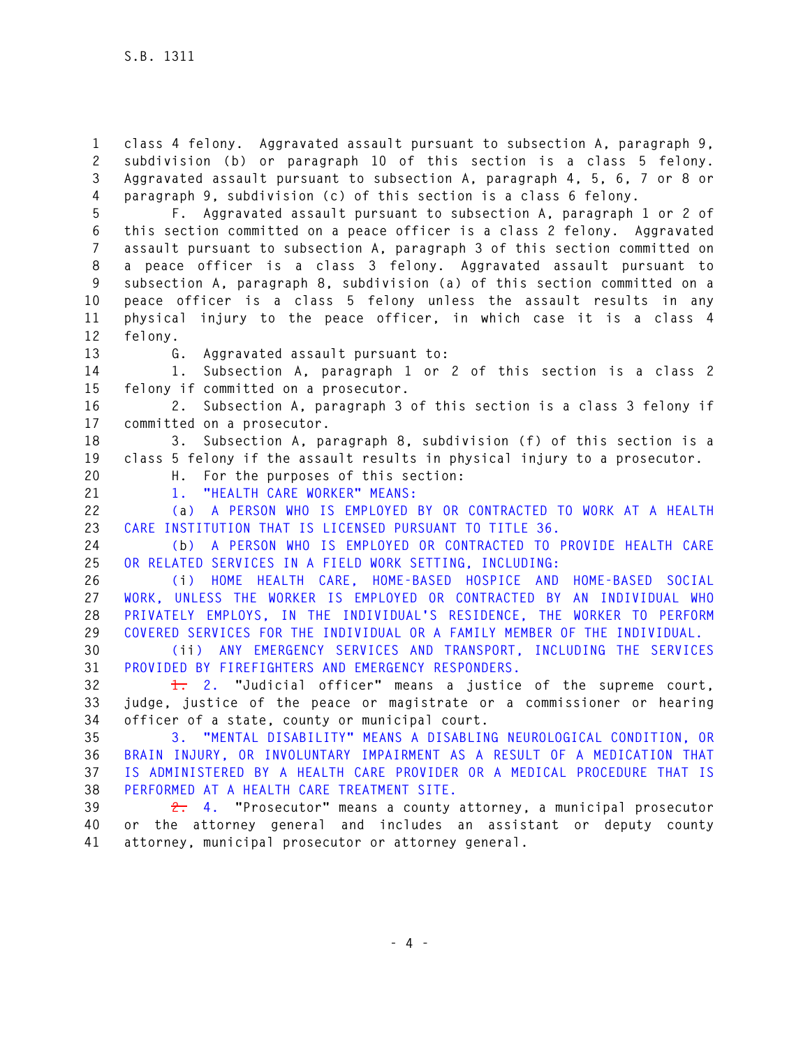class 4 felony. Aggravated assault pursuant to subsection A, paragraph 9, subdivision (b) or paragraph 10 of this section is a class 5 felony. Aggravated assault pursuant to subsection A, paragraph 4, 5, 6, 7 or 8 or paragraph 9, subdivision (c) of this section is a class 6 felony.

F. Aggravated assault pursuant to subsection A, paragraph 1 or 2 of this section committed on a peace officer is a class 2 felony. Aggravated assault pursuant to subsection A, paragraph 3 of this section committed on a peace officer is a class 3 felony. Aggravated assault pursuant to subsection A, paragraph 8, subdivision (a) of this section committed on a peace officer is a class 5 felony unless the assault results in any physical injury to the peace officer, in which case it is a class 4 felony.

G. Aggravated assault pursuant to:

1. Subsection A, paragraph 1 or 2 of this section is a class 2 felony if committed on a prosecutor.

2. Subsection A, paragraph 3 of this section is a class 3 felony if committed on a prosecutor.

3. Subsection A, paragraph 8, subdivision (f) of this section is a class 5 felony if the assault results in physical injury to a prosecutor.

H. For the purposes of this section:

1. "HEALTH CARE WORKER" MEANS:

(a) A PERSON WHO IS EMPLOYED BY OR CONTRACTED TO WORK AT A HEALTH CARE INSTITUTION THAT IS LICENSED PURSUANT TO TITLE 36.

(b) A PERSON WHO IS EMPLOYED OR CONTRACTED TO PROVIDE HEALTH CARE OR RELATED SERVICES IN A FIELD WORK SETTING, INCLUDING:

(i) HOME HEALTH CARE, HOME-BASED HOSPICE AND HOME-BASED SOCIAL WORK, UNLESS THE WORKER IS EMPLOYED OR CONTRACTED BY AN INDIVIDUAL WHO PRIVATELY EMPLOYS, IN THE INDIVIDUAL'S RESIDENCE, THE WORKER TO PERFORM COVERED SERVICES FOR THE INDIVIDUAL OR A FAMILY MEMBER OF THE INDIVIDUAL.

(ii) ANY EMERGENCY SERVICES AND TRANSPORT, INCLUDING THE SERVICES PROVIDED BY FIREFIGHTERS AND EMERGENCY RESPONDERS.

~~1.~~ 2. "Judicial officer" means a justice of the supreme court, judge, justice of the peace or magistrate or a commissioner or hearing officer of a state, county or municipal court.

3. "MENTAL DISABILITY" MEANS A DISABLING NEUROLOGICAL CONDITION, OR BRAIN INJURY, OR INVOLUNTARY IMPAIRMENT AS A RESULT OF A MEDICATION THAT IS ADMINISTERED BY A HEALTH CARE PROVIDER OR A MEDICAL PROCEDURE THAT IS PERFORMED AT A HEALTH CARE TREATMENT SITE.

~~2.~~ 4. "Prosecutor" means a county attorney, a municipal prosecutor or the attorney general and includes an assistant or deputy county attorney, municipal prosecutor or attorney general.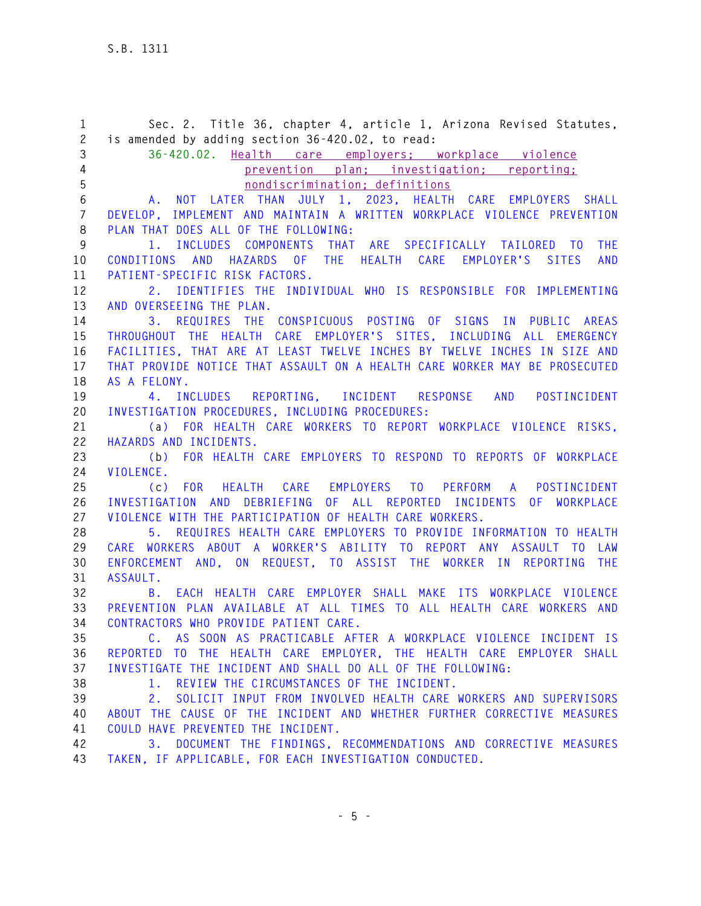Sec. 2. Title 36, chapter 4, article 1, Arizona Revised Statutes, is amended by adding section 36-420.02, to read:

36-420.02. Health care employers; workplace violence prevention plan; investigation; reporting; nondiscrimination; definitions

A. NOT LATER THAN JULY 1, 2023, HEALTH CARE EMPLOYERS SHALL DEVELOP, IMPLEMENT AND MAINTAIN A WRITTEN WORKPLACE VIOLENCE PREVENTION PLAN THAT DOES ALL OF THE FOLLOWING:

1. INCLUDES COMPONENTS THAT ARE SPECIFICALLY TAILORED TO THE CONDITIONS AND HAZARDS OF THE HEALTH CARE EMPLOYER'S SITES AND PATIENT-SPECIFIC RISK FACTORS.

2. IDENTIFIES THE INDIVIDUAL WHO IS RESPONSIBLE FOR IMPLEMENTING AND OVERSEEING THE PLAN.

3. REQUIRES THE CONSPICUOUS POSTING OF SIGNS IN PUBLIC AREAS THROUGHOUT THE HEALTH CARE EMPLOYER'S SITES, INCLUDING ALL EMERGENCY FACILITIES, THAT ARE AT LEAST TWELVE INCHES BY TWELVE INCHES IN SIZE AND THAT PROVIDE NOTICE THAT ASSAULT ON A HEALTH CARE WORKER MAY BE PROSECUTED AS A FELONY.

4. INCLUDES REPORTING, INCIDENT RESPONSE AND POSTINCIDENT INVESTIGATION PROCEDURES, INCLUDING PROCEDURES:

(a) FOR HEALTH CARE WORKERS TO REPORT WORKPLACE VIOLENCE RISKS, HAZARDS AND INCIDENTS.

(b) FOR HEALTH CARE EMPLOYERS TO RESPOND TO REPORTS OF WORKPLACE VIOLENCE.

(c) FOR HEALTH CARE EMPLOYERS TO PERFORM A POSTINCIDENT INVESTIGATION AND DEBRIEFING OF ALL REPORTED INCIDENTS OF WORKPLACE VIOLENCE WITH THE PARTICIPATION OF HEALTH CARE WORKERS.

5. REQUIRES HEALTH CARE EMPLOYERS TO PROVIDE INFORMATION TO HEALTH CARE WORKERS ABOUT A WORKER'S ABILITY TO REPORT ANY ASSAULT TO LAW ENFORCEMENT AND, ON REQUEST, TO ASSIST THE WORKER IN REPORTING THE ASSAULT.

B. EACH HEALTH CARE EMPLOYER SHALL MAKE ITS WORKPLACE VIOLENCE PREVENTION PLAN AVAILABLE AT ALL TIMES TO ALL HEALTH CARE WORKERS AND CONTRACTORS WHO PROVIDE PATIENT CARE.

C. AS SOON AS PRACTICABLE AFTER A WORKPLACE VIOLENCE INCIDENT IS REPORTED TO THE HEALTH CARE EMPLOYER, THE HEALTH CARE EMPLOYER SHALL INVESTIGATE THE INCIDENT AND SHALL DO ALL OF THE FOLLOWING:

1. REVIEW THE CIRCUMSTANCES OF THE INCIDENT.

2. SOLICIT INPUT FROM INVOLVED HEALTH CARE WORKERS AND SUPERVISORS ABOUT THE CAUSE OF THE INCIDENT AND WHETHER FURTHER CORRECTIVE MEASURES COULD HAVE PREVENTED THE INCIDENT.

3. DOCUMENT THE FINDINGS, RECOMMENDATIONS AND CORRECTIVE MEASURES TAKEN, IF APPLICABLE, FOR EACH INVESTIGATION CONDUCTED.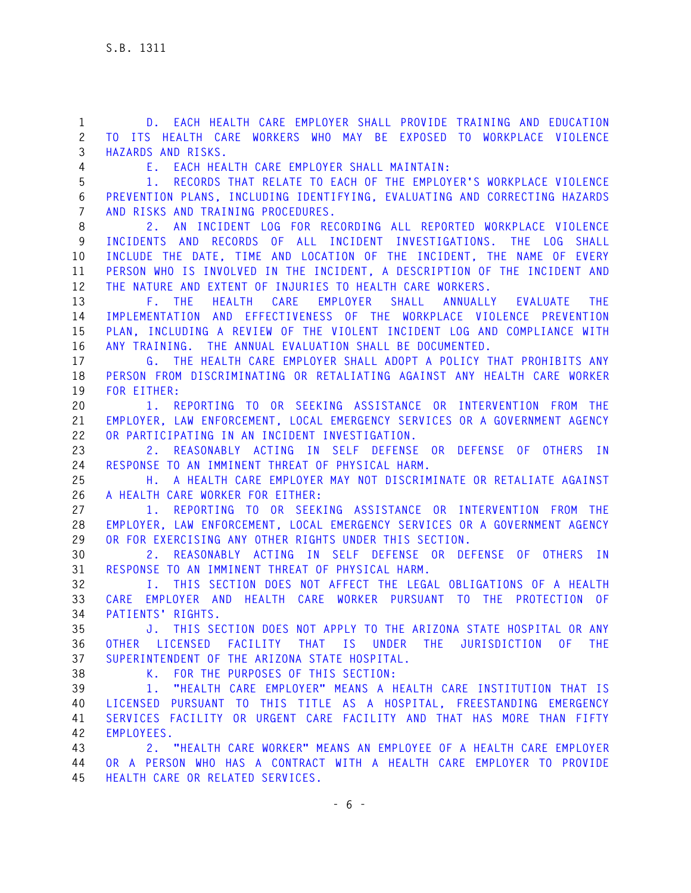D. EACH HEALTH CARE EMPLOYER SHALL PROVIDE TRAINING AND EDUCATION TO ITS HEALTH CARE WORKERS WHO MAY BE EXPOSED TO WORKPLACE VIOLENCE HAZARDS AND RISKS.

E. EACH HEALTH CARE EMPLOYER SHALL MAINTAIN:

1. RECORDS THAT RELATE TO EACH OF THE EMPLOYER'S WORKPLACE VIOLENCE PREVENTION PLANS, INCLUDING IDENTIFYING, EVALUATING AND CORRECTING HAZARDS AND RISKS AND TRAINING PROCEDURES.

2. AN INCIDENT LOG FOR RECORDING ALL REPORTED WORKPLACE VIOLENCE INCIDENTS AND RECORDS OF ALL INCIDENT INVESTIGATIONS. THE LOG SHALL INCLUDE THE DATE, TIME AND LOCATION OF THE INCIDENT, THE NAME OF EVERY PERSON WHO IS INVOLVED IN THE INCIDENT, A DESCRIPTION OF THE INCIDENT AND THE NATURE AND EXTENT OF INJURIES TO HEALTH CARE WORKERS.

F. THE HEALTH CARE EMPLOYER SHALL ANNUALLY EVALUATE THE IMPLEMENTATION AND EFFECTIVENESS OF THE WORKPLACE VIOLENCE PREVENTION PLAN, INCLUDING A REVIEW OF THE VIOLENT INCIDENT LOG AND COMPLIANCE WITH ANY TRAINING. THE ANNUAL EVALUATION SHALL BE DOCUMENTED.

G. THE HEALTH CARE EMPLOYER SHALL ADOPT A POLICY THAT PROHIBITS ANY PERSON FROM DISCRIMINATING OR RETALIATING AGAINST ANY HEALTH CARE WORKER FOR EITHER:

1. REPORTING TO OR SEEKING ASSISTANCE OR INTERVENTION FROM THE EMPLOYER, LAW ENFORCEMENT, LOCAL EMERGENCY SERVICES OR A GOVERNMENT AGENCY OR PARTICIPATING IN AN INCIDENT INVESTIGATION.

2. REASONABLY ACTING IN SELF DEFENSE OR DEFENSE OF OTHERS IN RESPONSE TO AN IMMINENT THREAT OF PHYSICAL HARM.

H. A HEALTH CARE EMPLOYER MAY NOT DISCRIMINATE OR RETALIATE AGAINST A HEALTH CARE WORKER FOR EITHER:

1. REPORTING TO OR SEEKING ASSISTANCE OR INTERVENTION FROM THE EMPLOYER, LAW ENFORCEMENT, LOCAL EMERGENCY SERVICES OR A GOVERNMENT AGENCY OR FOR EXERCISING ANY OTHER RIGHTS UNDER THIS SECTION.

2. REASONABLY ACTING IN SELF DEFENSE OR DEFENSE OF OTHERS IN RESPONSE TO AN IMMINENT THREAT OF PHYSICAL HARM.

I. THIS SECTION DOES NOT AFFECT THE LEGAL OBLIGATIONS OF A HEALTH CARE EMPLOYER AND HEALTH CARE WORKER PURSUANT TO THE PROTECTION OF PATIENTS' RIGHTS.

J. THIS SECTION DOES NOT APPLY TO THE ARIZONA STATE HOSPITAL OR ANY OTHER LICENSED FACILITY THAT IS UNDER THE JURISDICTION OF THE SUPERINTENDENT OF THE ARIZONA STATE HOSPITAL.

K. FOR THE PURPOSES OF THIS SECTION:

1. "HEALTH CARE EMPLOYER" MEANS A HEALTH CARE INSTITUTION THAT IS LICENSED PURSUANT TO THIS TITLE AS A HOSPITAL, FREESTANDING EMERGENCY SERVICES FACILITY OR URGENT CARE FACILITY AND THAT HAS MORE THAN FIFTY EMPLOYEES.

2. "HEALTH CARE WORKER" MEANS AN EMPLOYEE OF A HEALTH CARE EMPLOYER OR A PERSON WHO HAS A CONTRACT WITH A HEALTH CARE EMPLOYER TO PROVIDE HEALTH CARE OR RELATED SERVICES.